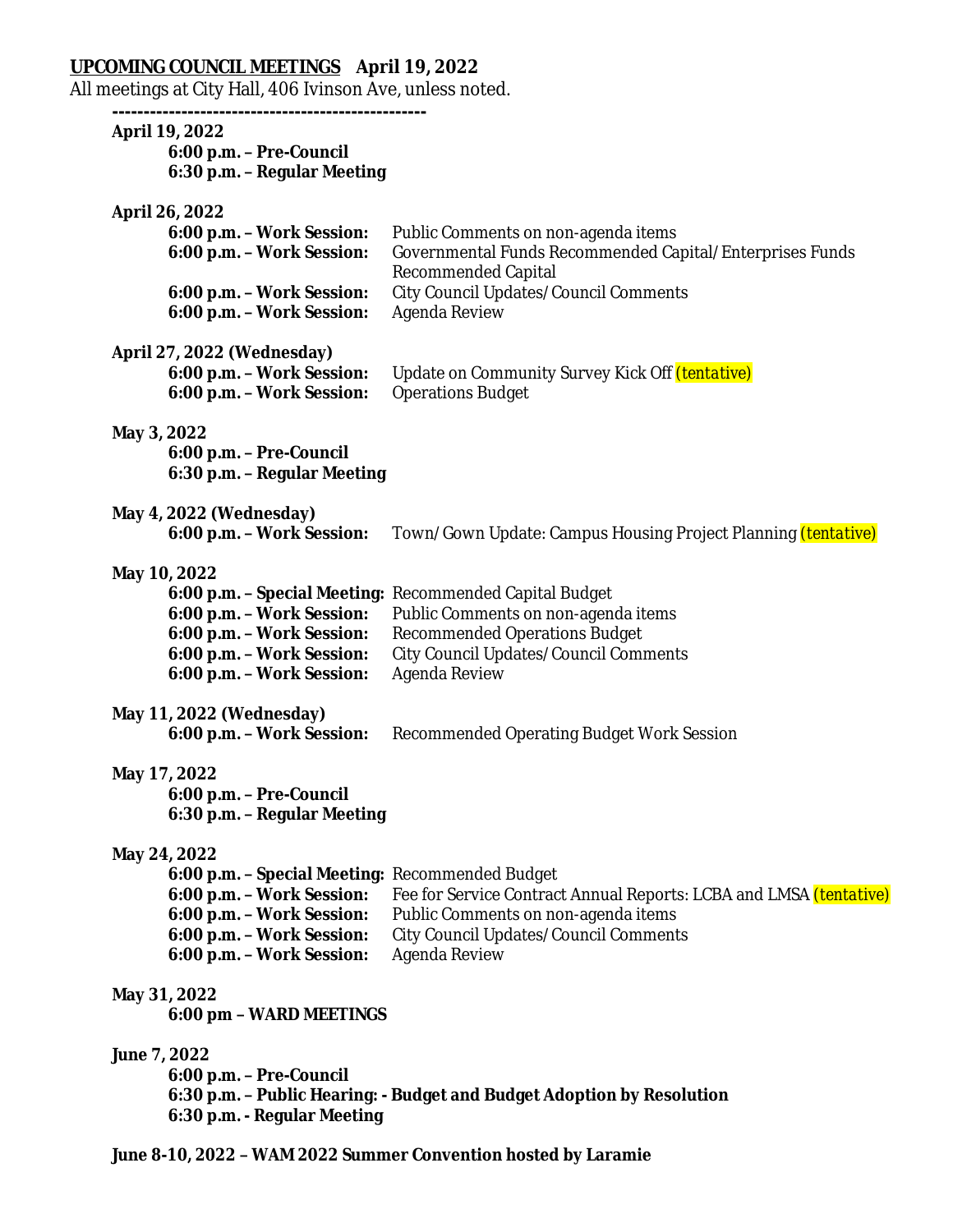**UPCOMING COUNCIL MEETINGS April 19, 2022**

All meetings at City Hall, 406 Ivinson Ave, unless noted.

**-------------------------------------------------**

**April 19, 2022**

**6:00 p.m. – Pre-Council**
**6:30 p.m. – Regular Meeting**

**April 26, 2022**

**6:00 p.m. – Work Session:** Public Comments on non-agenda items
**6:00 p.m. – Work Session:** Governmental Funds Recommended Capital/Enterprises Funds Recommended Capital
**6:00 p.m. – Work Session:** City Council Updates/Council Comments
**6:00 p.m. – Work Session:** Agenda Review

**April 27, 2022 (Wednesday)**

**6:00 p.m. – Work Session:** Update on Community Survey Kick Off *(tentative)*
**6:00 p.m. – Work Session:** Operations Budget

**May 3, 2022**

**6:00 p.m. – Pre-Council**
**6:30 p.m. – Regular Meeting**

**May 4, 2022 (Wednesday)**

**6:00 p.m. – Work Session:** Town/Gown Update: Campus Housing Project Planning *(tentative)*

**May 10, 2022**

**6:00 p.m. – Special Meeting:** Recommended Capital Budget
**6:00 p.m. – Work Session:** Public Comments on non-agenda items
**6:00 p.m. – Work Session:** Recommended Operations Budget
**6:00 p.m. – Work Session:** City Council Updates/Council Comments
**6:00 p.m. – Work Session:** Agenda Review

**May 11, 2022 (Wednesday)**

**6:00 p.m. – Work Session:** Recommended Operating Budget Work Session

**May 17, 2022**

**6:00 p.m. – Pre-Council**
**6:30 p.m. – Regular Meeting**

**May 24, 2022**

**6:00 p.m. – Special Meeting:** Recommended Budget
**6:00 p.m. – Work Session:** Fee for Service Contract Annual Reports: LCBA and LMSA *(tentative)*
**6:00 p.m. – Work Session:** Public Comments on non-agenda items
**6:00 p.m. – Work Session:** City Council Updates/Council Comments
**6:00 p.m. – Work Session:** Agenda Review

**May 31, 2022**

**6:00 pm – WARD MEETINGS**

**June 7, 2022**

**6:00 p.m. – Pre-Council**
**6:30 p.m. – Public Hearing: - Budget and Budget Adoption by Resolution**
**6:30 p.m. - Regular Meeting**

**June 8-10, 2022 – WAM 2022 Summer Convention hosted by Laramie**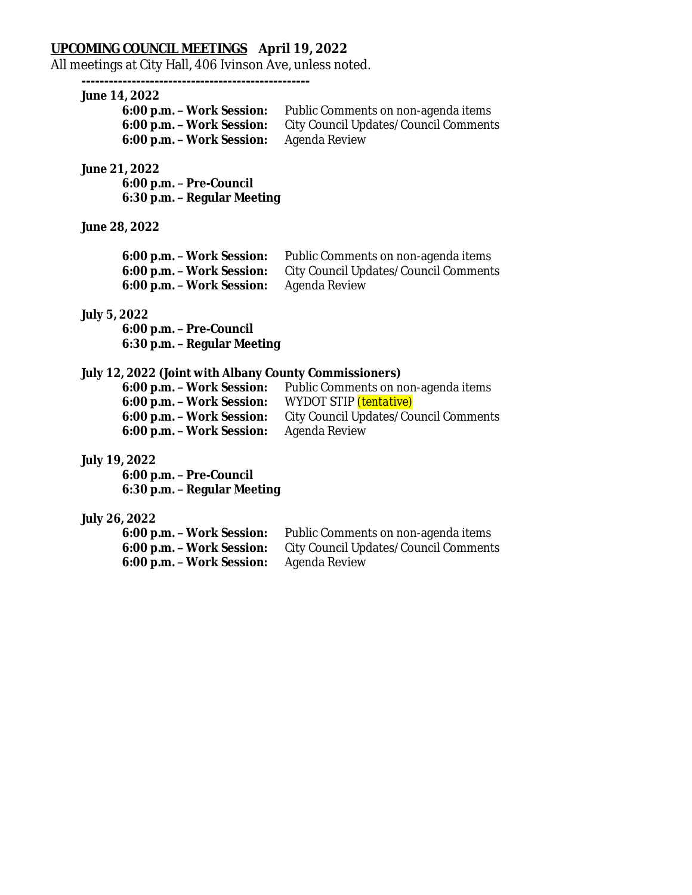**UPCOMING COUNCIL MEETINGS April 19, 2022**

All meetings at City Hall, 406 Ivinson Ave, unless noted.

**-------------------------------------------------**

**June 14, 2022**

**6:00 p.m. – Work Session:** Public Comments on non-agenda items
**6:00 p.m. – Work Session:** City Council Updates/Council Comments
**6:00 p.m. – Work Session:** Agenda Review

**June 21, 2022**

**6:00 p.m. – Pre-Council**
**6:30 p.m. – Regular Meeting**

**June 28, 2022**

**6:00 p.m. – Work Session:** Public Comments on non-agenda items
**6:00 p.m. – Work Session:** City Council Updates/Council Comments
**6:00 p.m. – Work Session:** Agenda Review

**July 5, 2022**

**6:00 p.m. – Pre-Council**
**6:30 p.m. – Regular Meeting**

**July 12, 2022 (Joint with Albany County Commissioners)**

**6:00 p.m. – Work Session:** Public Comments on non-agenda items
**6:00 p.m. – Work Session:** WYDOT STIP *(tentative)*
**6:00 p.m. – Work Session:** City Council Updates/Council Comments
**6:00 p.m. – Work Session:** Agenda Review

**July 19, 2022**

**6:00 p.m. – Pre-Council**
**6:30 p.m. – Regular Meeting**

**July 26, 2022**

**6:00 p.m. – Work Session:** Public Comments on non-agenda items
**6:00 p.m. – Work Session:** City Council Updates/Council Comments
**6:00 p.m. – Work Session:** Agenda Review